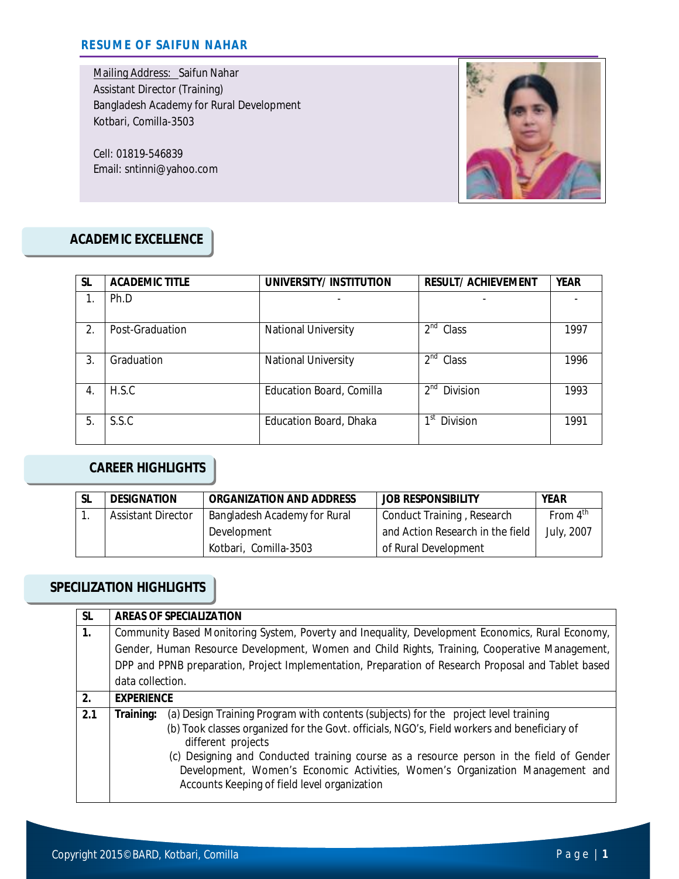# RESUME OF SAIFUN NAHAR

Mailing Address: Saifun Nahar
Assistant Director (Training)
Bangladesh Academy for Rural Development
Kotbari, Comilla-3503

Cell: 01819-546839
Email: sntinni@yahoo.com

## ACADEMIC EXCELLENCE

| SL | ACADEMIC TITLE | UNIVERSITY/ INSTITUTION | RESULT/ ACHIEVEMENT | YEAR |
|---|---|---|---|---|
| 1. | Ph.D | - | - | - |
| 2. | Post-Graduation | National University | 2nd Class | 1997 |
| 3. | Graduation | National University | 2nd Class | 1996 |
| 4. | H.S.C | Education Board, Comilla | 2nd Division | 1993 |
| 5. | S.S.C | Education Board, Dhaka | 1st Division | 1991 |

## CAREER HIGHLIGHTS

| SL | DESIGNATION | ORGANIZATION AND ADDRESS | JOB RESPONSIBILITY | YEAR |
|---|---|---|---|---|
| 1. | Assistant Director | Bangladesh Academy for Rural Development Kotbari, Comilla-3503 | Conduct Training , Research and Action Research in the field of Rural Development | From 4th July, 2007 |

## SPECIALIZATION HIGHLIGHTS

| SL | AREAS OF SPECIALIZATION |
|---|---|
| **1.** | Community Based Monitoring System, Poverty and Inequality, Development Economics, Rural Economy, Gender, Human Resource Development, Women and Child Rights, Training, Cooperative Management, DPP and PPNB preparation, Project Implementation, Preparation of Research Proposal and Tablet based data collection. |
| **2.** | **EXPERIENCE** |
| **2.1** | **Training:** (a) Design Training Program with contents (subjects) for the project level training<br>(b) Took classes organized for the Govt. officials, NGO's, Field workers and beneficiary of different projects<br>(c) Designing and Conducted training course as a resource person in the field of Gender Development, Women's Economic Activities, Women's Organization Management and Accounts Keeping of field level organization |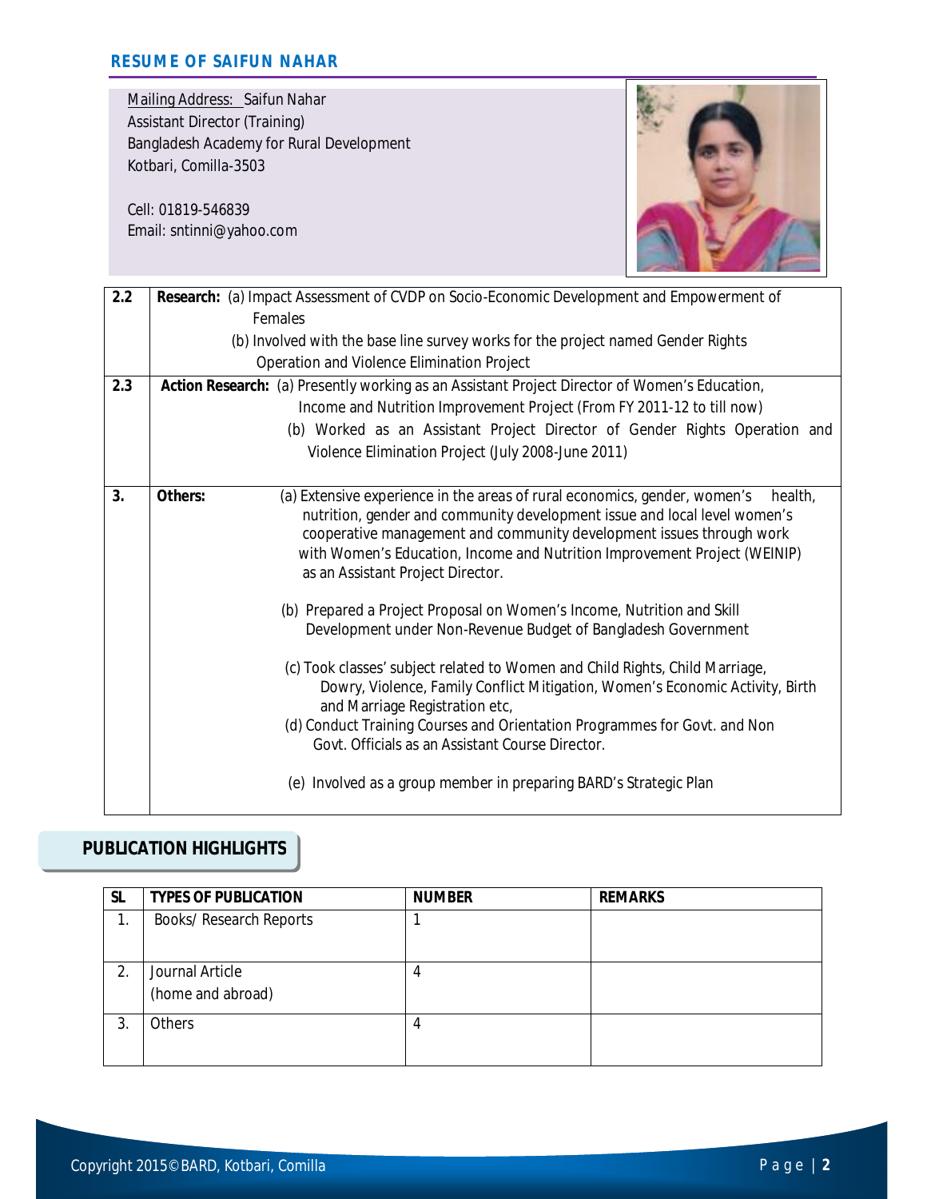## RESUME OF SAIFUN NAHAR

Mailing Address: Saifun Nahar
Assistant Director (Training)
Bangladesh Academy for Rural Development
Kotbari, Comilla-3503

Cell: 01819-546839
Email: sntinni@yahoo.com

| | | |
|---|---|---|
| 2.2 | **Research:** | (a) Impact Assessment of CVDP on Socio-Economic Development and Empowerment of Females<br>(b) Involved with the base line survey works for the project named Gender Rights Operation and Violence Elimination Project |
| 2.3 | **Action Research:** | (a) Presently working as an Assistant Project Director of Women's Education, Income and Nutrition Improvement Project (From FY 2011-12 to till now)<br>(b) Worked as an Assistant Project Director of Gender Rights Operation and Violence Elimination Project (July 2008-June 2011) |
| 3. | **Others:** | (a) Extensive experience in the areas of rural economics, gender, women's health, nutrition, gender and community development issue and local level women's cooperative management and community development issues through work with Women's Education, Income and Nutrition Improvement Project (WEINIP) as an Assistant Project Director.<br>(b) Prepared a Project Proposal on Women's Income, Nutrition and Skill Development under Non-Revenue Budget of Bangladesh Government<br>(c) Took classes' subject related to Women and Child Rights, Child Marriage, Dowry, Violence, Family Conflict Mitigation, Women's Economic Activity, Birth and Marriage Registration etc,<br>(d) Conduct Training Courses and Orientation Programmes for Govt. and Non Govt. Officials as an Assistant Course Director.<br>(e) Involved as a group member in preparing BARD's Strategic Plan |

## PUBLICATION HIGHLIGHTS

| SL | TYPES OF PUBLICATION | NUMBER | REMARKS |
|---|---|---|---|
| 1. | Books/ Research Reports | 1 | |
| 2. | Journal Article (home and abroad) | 4 | |
| 3. | Others | 4 | |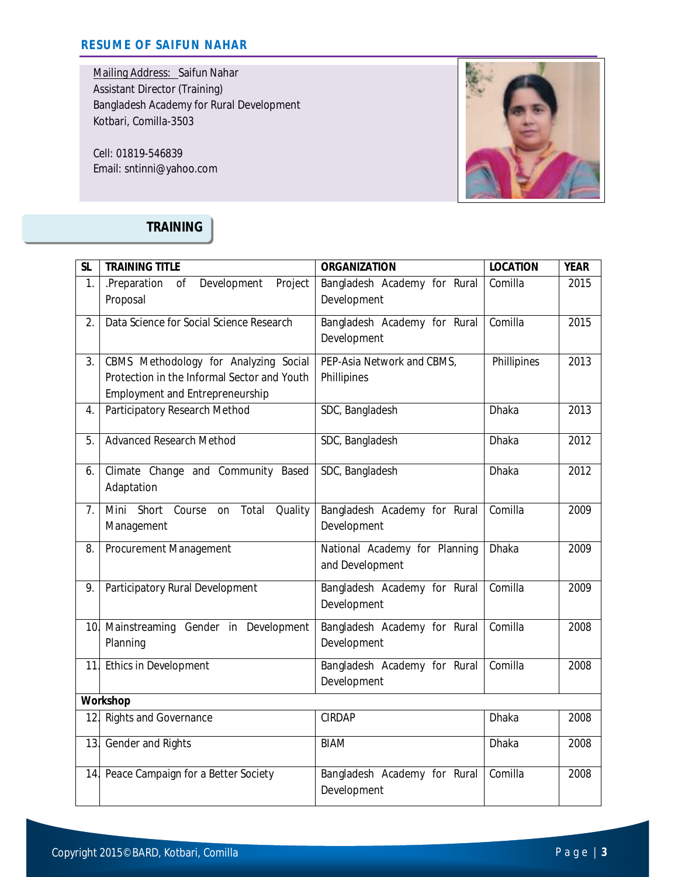**RESUME OF SAIFUN NAHAR**

Mailing Address: Saifun Nahar
Assistant Director (Training)
Bangladesh Academy for Rural Development
Kotbari, Comilla-3503

Cell: 01819-546839
Email: sntinni@yahoo.com

## TRAINING

| SL | TRAINING TITLE | ORGANIZATION | LOCATION | YEAR |
|---|---|---|---|---|
| 1. | .Preparation of Development Project Proposal | Bangladesh Academy for Rural Development | Comilla | 2015 |
| 2. | Data Science for Social Science Research | Bangladesh Academy for Rural Development | Comilla | 2015 |
| 3. | CBMS Methodology for Analyzing Social Protection in the Informal Sector and Youth Employment and Entrepreneurship | PEP-Asia Network and CBMS, Phillipines | Phillipines | 2013 |
| 4. | Participatory Research Method | SDC, Bangladesh | Dhaka | 2013 |
| 5. | Advanced Research Method | SDC, Bangladesh | Dhaka | 2012 |
| 6. | Climate Change and Community Based Adaptation | SDC, Bangladesh | Dhaka | 2012 |
| 7. | Mini Short Course on Total Quality Management | Bangladesh Academy for Rural Development | Comilla | 2009 |
| 8. | Procurement Management | National Academy for Planning and Development | Dhaka | 2009 |
| 9. | Participatory Rural Development | Bangladesh Academy for Rural Development | Comilla | 2009 |
| 10. | Mainstreaming Gender in Development Planning | Bangladesh Academy for Rural Development | Comilla | 2008 |
| 11. | Ethics in Development | Bangladesh Academy for Rural Development | Comilla | 2008 |
| **Workshop** | | | | |
| 12. | Rights and Governance | CIRDAP | Dhaka | 2008 |
| 13. | Gender and Rights | BIAM | Dhaka | 2008 |
| 14. | Peace Campaign for a Better Society | Bangladesh Academy for Rural Development | Comilla | 2008 |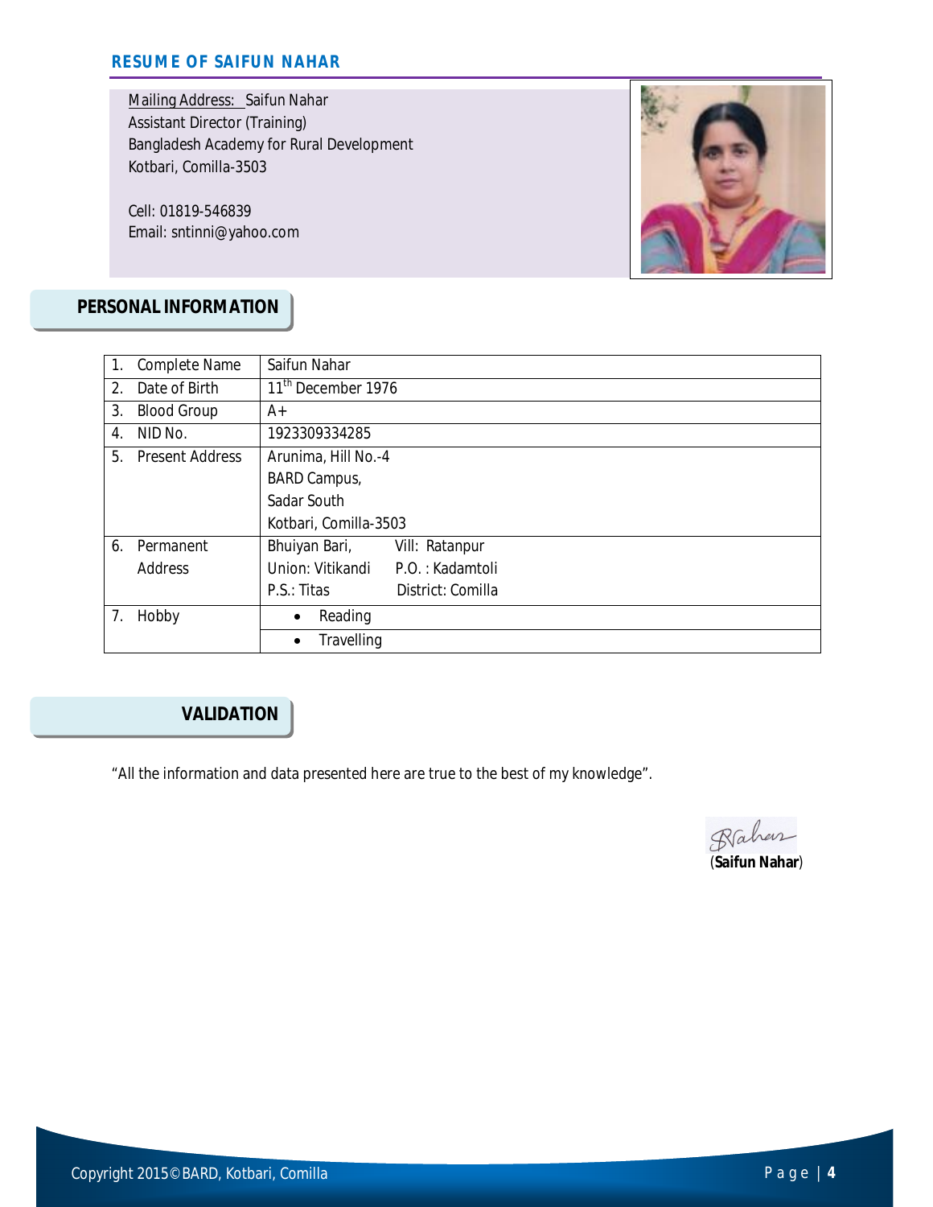# RESUME OF SAIFUN NAHAR

Mailing Address: Saifun Nahar
Assistant Director (Training)
Bangladesh Academy for Rural Development
Kotbari, Comilla-3503

Cell: 01819-546839
Email: sntinni@yahoo.com

## PERSONAL INFORMATION

| | | |
|---|---|---|
| 1. | Complete Name | Saifun Nahar |
| 2. | Date of Birth | 11th December 1976 |
| 3. | Blood Group | A+ |
| 4. | NID No. | 1923309334285 |
| 5. | Present Address | Arunima, Hill No.-4<br>BARD Campus,<br>Sadar South<br>Kotbari, Comilla-3503 |
| 6. | Permanent Address | Bhuiyan Bari, Vill: Ratanpur<br>Union: Vitikandi P.O. : Kadamtoli<br>P.S.: Titas District: Comilla |
| 7. | Hobby | • Reading<br>• Travelling |

## VALIDATION

"All the information and data presented here are true to the best of my knowledge".

(**Saifun Nahar**)